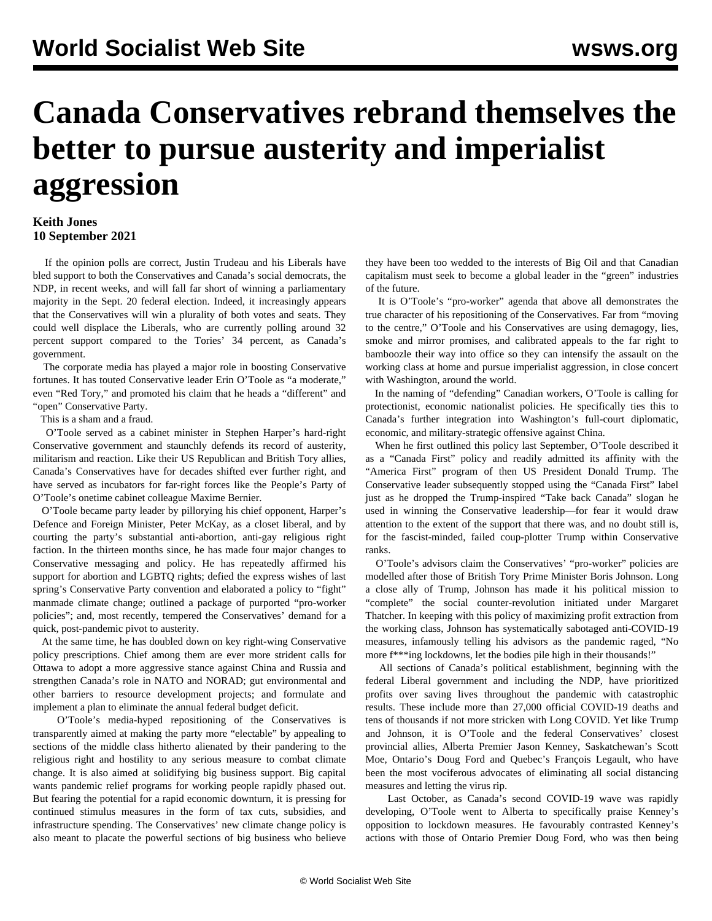# Canada Conservatives rebrand themselves the better to pursue austerity and imperialist aggression

**Keith Jones**
**10 September 2021**

If the opinion polls are correct, Justin Trudeau and his Liberals have bled support to both the Conservatives and Canada's social democrats, the NDP, in recent weeks, and will fall far short of winning a parliamentary majority in the Sept. 20 federal election. Indeed, it increasingly appears that the Conservatives will win a plurality of both votes and seats. They could well displace the Liberals, who are currently polling around 32 percent support compared to the Tories' 34 percent, as Canada's government.

The corporate media has played a major role in boosting Conservative fortunes. It has touted Conservative leader Erin O'Toole as "a moderate," even "Red Tory," and promoted his claim that he heads a "different" and "open" Conservative Party.

This is a sham and a fraud.

O'Toole served as a cabinet minister in Stephen Harper's hard-right Conservative government and staunchly defends its record of austerity, militarism and reaction. Like their US Republican and British Tory allies, Canada's Conservatives have for decades shifted ever further right, and have served as incubators for far-right forces like the People's Party of O'Toole's onetime cabinet colleague Maxime Bernier.

O'Toole became party leader by pillorying his chief opponent, Harper's Defence and Foreign Minister, Peter McKay, as a closet liberal, and by courting the party's substantial anti-abortion, anti-gay religious right faction. In the thirteen months since, he has made four major changes to Conservative messaging and policy. He has repeatedly affirmed his support for abortion and LGBTQ rights; defied the express wishes of last spring's Conservative Party convention and elaborated a policy to "fight" manmade climate change; outlined a package of purported "pro-worker policies"; and, most recently, tempered the Conservatives' demand for a quick, post-pandemic pivot to austerity.

At the same time, he has doubled down on key right-wing Conservative policy prescriptions. Chief among them are ever more strident calls for Ottawa to adopt a more aggressive stance against China and Russia and strengthen Canada's role in NATO and NORAD; gut environmental and other barriers to resource development projects; and formulate and implement a plan to eliminate the annual federal budget deficit.

O'Toole's media-hyped repositioning of the Conservatives is transparently aimed at making the party more "electable" by appealing to sections of the middle class hitherto alienated by their pandering to the religious right and hostility to any serious measure to combat climate change. It is also aimed at solidifying big business support. Big capital wants pandemic relief programs for working people rapidly phased out. But fearing the potential for a rapid economic downturn, it is pressing for continued stimulus measures in the form of tax cuts, subsidies, and infrastructure spending. The Conservatives' new climate change policy is also meant to placate the powerful sections of big business who believe they have been too wedded to the interests of Big Oil and that Canadian capitalism must seek to become a global leader in the "green" industries of the future.

It is O'Toole's "pro-worker" agenda that above all demonstrates the true character of his repositioning of the Conservatives. Far from "moving to the centre," O'Toole and his Conservatives are using demagogy, lies, smoke and mirror promises, and calibrated appeals to the far right to bamboozle their way into office so they can intensify the assault on the working class at home and pursue imperialist aggression, in close concert with Washington, around the world.

In the naming of "defending" Canadian workers, O'Toole is calling for protectionist, economic nationalist policies. He specifically ties this to Canada's further integration into Washington's full-court diplomatic, economic, and military-strategic offensive against China.

When he first outlined this policy last September, O'Toole described it as a "Canada First" policy and readily admitted its affinity with the "America First" program of then US President Donald Trump. The Conservative leader subsequently stopped using the "Canada First" label just as he dropped the Trump-inspired "Take back Canada" slogan he used in winning the Conservative leadership—for fear it would draw attention to the extent of the support that there was, and no doubt still is, for the fascist-minded, failed coup-plotter Trump within Conservative ranks.

O'Toole's advisors claim the Conservatives' "pro-worker" policies are modelled after those of British Tory Prime Minister Boris Johnson. Long a close ally of Trump, Johnson has made it his political mission to "complete" the social counter-revolution initiated under Margaret Thatcher. In keeping with this policy of maximizing profit extraction from the working class, Johnson has systematically sabotaged anti-COVID-19 measures, infamously telling his advisors as the pandemic raged, "No more f***ing lockdowns, let the bodies pile high in their thousands!"

All sections of Canada's political establishment, beginning with the federal Liberal government and including the NDP, have prioritized profits over saving lives throughout the pandemic with catastrophic results. These include more than 27,000 official COVID-19 deaths and tens of thousands if not more stricken with Long COVID. Yet like Trump and Johnson, it is O'Toole and the federal Conservatives' closest provincial allies, Alberta Premier Jason Kenney, Saskatchewan's Scott Moe, Ontario's Doug Ford and Quebec's François Legault, who have been the most vociferous advocates of eliminating all social distancing measures and letting the virus rip.

Last October, as Canada's second COVID-19 wave was rapidly developing, O'Toole went to Alberta to specifically praise Kenney's opposition to lockdown measures. He favourably contrasted Kenney's actions with those of Ontario Premier Doug Ford, who was then being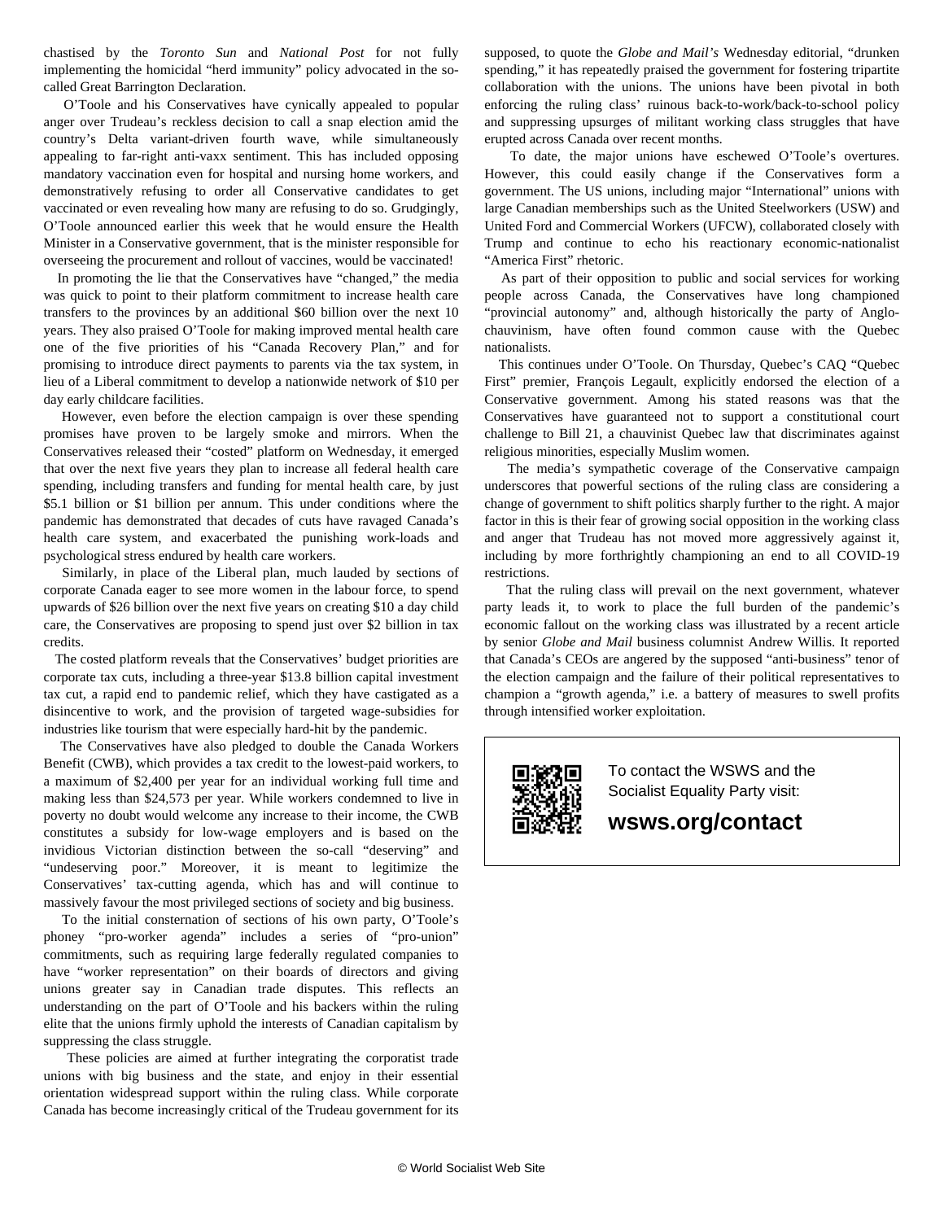chastised by the *Toronto Sun* and *National Post* for not fully implementing the homicidal "herd immunity" policy advocated in the so-called Great Barrington Declaration.

O'Toole and his Conservatives have cynically appealed to popular anger over Trudeau's reckless decision to call a snap election amid the country's Delta variant-driven fourth wave, while simultaneously appealing to far-right anti-vaxx sentiment. This has included opposing mandatory vaccination even for hospital and nursing home workers, and demonstratively refusing to order all Conservative candidates to get vaccinated or even revealing how many are refusing to do so. Grudgingly, O'Toole announced earlier this week that he would ensure the Health Minister in a Conservative government, that is the minister responsible for overseeing the procurement and rollout of vaccines, would be vaccinated!

In promoting the lie that the Conservatives have "changed," the media was quick to point to their platform commitment to increase health care transfers to the provinces by an additional $60 billion over the next 10 years. They also praised O'Toole for making improved mental health care one of the five priorities of his "Canada Recovery Plan," and for promising to introduce direct payments to parents via the tax system, in lieu of a Liberal commitment to develop a nationwide network of $10 per day early childcare facilities.

However, even before the election campaign is over these spending promises have proven to be largely smoke and mirrors. When the Conservatives released their "costed" platform on Wednesday, it emerged that over the next five years they plan to increase all federal health care spending, including transfers and funding for mental health care, by just $5.1 billion or $1 billion per annum. This under conditions where the pandemic has demonstrated that decades of cuts have ravaged Canada's health care system, and exacerbated the punishing work-loads and psychological stress endured by health care workers.

Similarly, in place of the Liberal plan, much lauded by sections of corporate Canada eager to see more women in the labour force, to spend upwards of $26 billion over the next five years on creating $10 a day child care, the Conservatives are proposing to spend just over $2 billion in tax credits.

The costed platform reveals that the Conservatives' budget priorities are corporate tax cuts, including a three-year $13.8 billion capital investment tax cut, a rapid end to pandemic relief, which they have castigated as a disincentive to work, and the provision of targeted wage-subsidies for industries like tourism that were especially hard-hit by the pandemic.

The Conservatives have also pledged to double the Canada Workers Benefit (CWB), which provides a tax credit to the lowest-paid workers, to a maximum of $2,400 per year for an individual working full time and making less than $24,573 per year. While workers condemned to live in poverty no doubt would welcome any increase to their income, the CWB constitutes a subsidy for low-wage employers and is based on the invidious Victorian distinction between the so-call "deserving" and "undeserving poor." Moreover, it is meant to legitimize the Conservatives' tax-cutting agenda, which has and will continue to massively favour the most privileged sections of society and big business.

To the initial consternation of sections of his own party, O'Toole's phoney "pro-worker agenda" includes a series of "pro-union" commitments, such as requiring large federally regulated companies to have "worker representation" on their boards of directors and giving unions greater say in Canadian trade disputes. This reflects an understanding on the part of O'Toole and his backers within the ruling elite that the unions firmly uphold the interests of Canadian capitalism by suppressing the class struggle.

These policies are aimed at further integrating the corporatist trade unions with big business and the state, and enjoy in their essential orientation widespread support within the ruling class. While corporate Canada has become increasingly critical of the Trudeau government for its supposed, to quote the *Globe and Mail's* Wednesday editorial, "drunken spending," it has repeatedly praised the government for fostering tripartite collaboration with the unions. The unions have been pivotal in both enforcing the ruling class' ruinous back-to-work/back-to-school policy and suppressing upsurges of militant working class struggles that have erupted across Canada over recent months.

To date, the major unions have eschewed O'Toole's overtures. However, this could easily change if the Conservatives form a government. The US unions, including major "International" unions with large Canadian memberships such as the United Steelworkers (USW) and United Ford and Commercial Workers (UFCW), collaborated closely with Trump and continue to echo his reactionary economic-nationalist "America First" rhetoric.

As part of their opposition to public and social services for working people across Canada, the Conservatives have long championed "provincial autonomy" and, although historically the party of Anglo-chauvinism, have often found common cause with the Quebec nationalists.

This continues under O'Toole. On Thursday, Quebec's CAQ "Quebec First" premier, François Legault, explicitly endorsed the election of a Conservative government. Among his stated reasons was that the Conservatives have guaranteed not to support a constitutional court challenge to Bill 21, a chauvinist Quebec law that discriminates against religious minorities, especially Muslim women.

The media's sympathetic coverage of the Conservative campaign underscores that powerful sections of the ruling class are considering a change of government to shift politics sharply further to the right. A major factor in this is their fear of growing social opposition in the working class and anger that Trudeau has not moved more aggressively against it, including by more forthrightly championing an end to all COVID-19 restrictions.

That the ruling class will prevail on the next government, whatever party leads it, to work to place the full burden of the pandemic's economic fallout on the working class was illustrated by a recent article by senior *Globe and Mail* business columnist Andrew Willis. It reported that Canada's CEOs are angered by the supposed "anti-business" tenor of the election campaign and the failure of their political representatives to champion a "growth agenda," i.e. a battery of measures to swell profits through intensified worker exploitation.

To contact the WSWS and the Socialist Equality Party visit:

**wsws.org/contact**